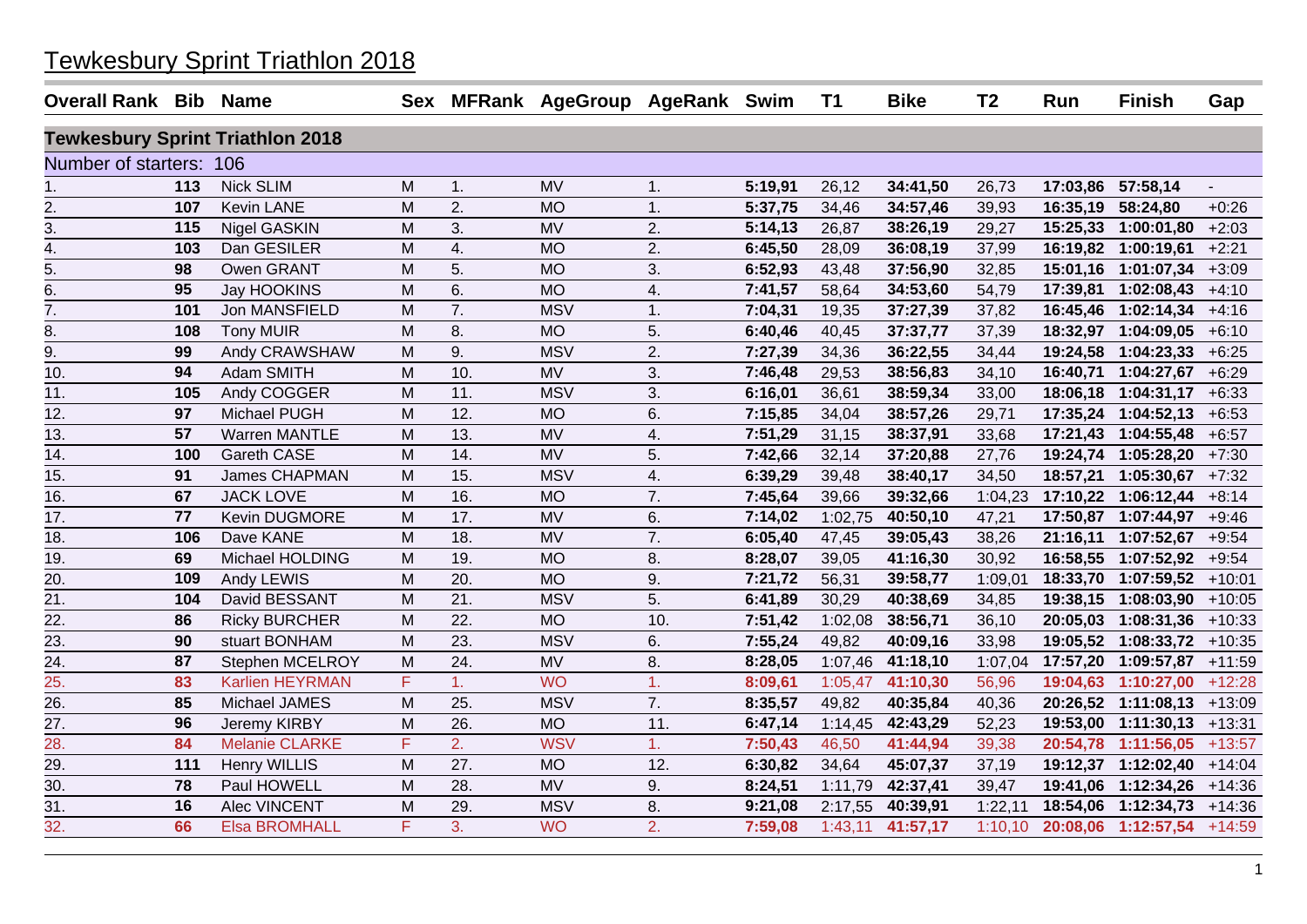# Tewkesbury Sprint Triathlon 2018

| Overall Rank | Bib | Name | Sex | MFRank | AgeGroup | AgeRank | Swim | T1 | Bike | T2 | Run | Finish | Gap |
|---|---|---|---|---|---|---|---|---|---|---|---|---|---|
| **Tewkesbury Sprint Triathlon 2018** | | | | | | | | | | | | | |
| Number of starters: 106 | | | | | | | | | | | | | |
| 1. | **113** | Nick SLIM | M | 1. | MV | 1. | **5:19,91** | 26,12 | **34:41,50** | 26,73 | **17:03,86** | **57:58,14** | - |
| 2. | **107** | Kevin LANE | M | 2. | MO | 1. | **5:37,75** | 34,46 | **34:57,46** | 39,93 | **16:35,19** | **58:24,80** | +0:26 |
| 3. | **115** | Nigel GASKIN | M | 3. | MV | 2. | **5:14,13** | 26,87 | **38:26,19** | 29,27 | **15:25,33** | **1:00:01,80** | +2:03 |
| 4. | **103** | Dan GESILER | M | 4. | MO | 2. | **6:45,50** | 28,09 | **36:08,19** | 37,99 | **16:19,82** | **1:00:19,61** | +2:21 |
| 5. | **98** | Owen GRANT | M | 5. | MO | 3. | **6:52,93** | 43,48 | **37:56,90** | 32,85 | **15:01,16** | **1:01:07,34** | +3:09 |
| 6. | **95** | Jay HOOKINS | M | 6. | MO | 4. | **7:41,57** | 58,64 | **34:53,60** | 54,79 | **17:39,81** | **1:02:08,43** | +4:10 |
| 7. | **101** | Jon MANSFIELD | M | 7. | MSV | 1. | **7:04,31** | 19,35 | **37:27,39** | 37,82 | **16:45,46** | **1:02:14,34** | +4:16 |
| 8. | **108** | Tony MUIR | M | 8. | MO | 5. | **6:40,46** | 40,45 | **37:37,77** | 37,39 | **18:32,97** | **1:04:09,05** | +6:10 |
| 9. | **99** | Andy CRAWSHAW | M | 9. | MSV | 2. | **7:27,39** | 34,36 | **36:22,55** | 34,44 | **19:24,58** | **1:04:23,33** | +6:25 |
| 10. | **94** | Adam SMITH | M | 10. | MV | 3. | **7:46,48** | 29,53 | **38:56,83** | 34,10 | **16:40,71** | **1:04:27,67** | +6:29 |
| 11. | **105** | Andy COGGER | M | 11. | MSV | 3. | **6:16,01** | 36,61 | **38:59,34** | 33,00 | **18:06,18** | **1:04:31,17** | +6:33 |
| 12. | **97** | Michael PUGH | M | 12. | MO | 6. | **7:15,85** | 34,04 | **38:57,26** | 29,71 | **17:35,24** | **1:04:52,13** | +6:53 |
| 13. | **57** | Warren MANTLE | M | 13. | MV | 4. | **7:51,29** | 31,15 | **38:37,91** | 33,68 | **17:21,43** | **1:04:55,48** | +6:57 |
| 14. | **100** | Gareth CASE | M | 14. | MV | 5. | **7:42,66** | 32,14 | **37:20,88** | 27,76 | **19:24,74** | **1:05:28,20** | +7:30 |
| 15. | **91** | James CHAPMAN | M | 15. | MSV | 4. | **6:39,29** | 39,48 | **38:40,17** | 34,50 | **18:57,21** | **1:05:30,67** | +7:32 |
| 16. | **67** | JACK LOVE | M | 16. | MO | 7. | **7:45,64** | 39,66 | **39:32,66** | 1:04,23 | **17:10,22** | **1:06:12,44** | +8:14 |
| 17. | **77** | Kevin DUGMORE | M | 17. | MV | 6. | **7:14,02** | 1:02,75 | **40:50,10** | 47,21 | **17:50,87** | **1:07:44,97** | +9:46 |
| 18. | **106** | Dave KANE | M | 18. | MV | 7. | **6:05,40** | 47,45 | **39:05,43** | 38,26 | **21:16,11** | **1:07:52,67** | +9:54 |
| 19. | **69** | Michael HOLDING | M | 19. | MO | 8. | **8:28,07** | 39,05 | **41:16,30** | 30,92 | **16:58,55** | **1:07:52,92** | +9:54 |
| 20. | **109** | Andy LEWIS | M | 20. | MO | 9. | **7:21,72** | 56,31 | **39:58,77** | 1:09,01 | **18:33,70** | **1:07:59,52** | +10:01 |
| 21. | **104** | David BESSANT | M | 21. | MSV | 5. | **6:41,89** | 30,29 | **40:38,69** | 34,85 | **19:38,15** | **1:08:03,90** | +10:05 |
| 22. | **86** | Ricky BURCHER | M | 22. | MO | 10. | **7:51,42** | 1:02,08 | **38:56,71** | 36,10 | **20:05,03** | **1:08:31,36** | +10:33 |
| 23. | **90** | stuart BONHAM | M | 23. | MSV | 6. | **7:55,24** | 49,82 | **40:09,16** | 33,98 | **19:05,52** | **1:08:33,72** | +10:35 |
| 24. | **87** | Stephen MCELROY | M | 24. | MV | 8. | **8:28,05** | 1:07,46 | **41:18,10** | 1:07,04 | **17:57,20** | **1:09:57,87** | +11:59 |
| 25. | **83** | Karlien HEYRMAN | F | 1. | WO | 1. | **8:09,61** | 1:05,47 | **41:10,30** | 56,96 | **19:04,63** | **1:10:27,00** | +12:28 |
| 26. | **85** | Michael JAMES | M | 25. | MSV | 7. | **8:35,57** | 49,82 | **40:35,84** | 40,36 | **20:26,52** | **1:11:08,13** | +13:09 |
| 27. | **96** | Jeremy KIRBY | M | 26. | MO | 11. | **6:47,14** | 1:14,45 | **42:43,29** | 52,23 | **19:53,00** | **1:11:30,13** | +13:31 |
| 28. | **84** | Melanie CLARKE | F | 2. | WSV | 1. | **7:50,43** | 46,50 | **41:44,94** | 39,38 | **20:54,78** | **1:11:56,05** | +13:57 |
| 29. | **111** | Henry WILLIS | M | 27. | MO | 12. | **6:30,82** | 34,64 | **45:07,37** | 37,19 | **19:12,37** | **1:12:02,40** | +14:04 |
| 30. | **78** | Paul HOWELL | M | 28. | MV | 9. | **8:24,51** | 1:11,79 | **42:37,41** | 39,47 | **19:41,06** | **1:12:34,26** | +14:36 |
| 31. | **16** | Alec VINCENT | M | 29. | MSV | 8. | **9:21,08** | 2:17,55 | **40:39,91** | 1:22,11 | **18:54,06** | **1:12:34,73** | +14:36 |
| 32. | **66** | Elsa BROMHALL | F | 3. | WO | 2. | **7:59,08** | 1:43,11 | **41:57,17** | 1:10,10 | **20:08,06** | **1:12:57,54** | +14:59 |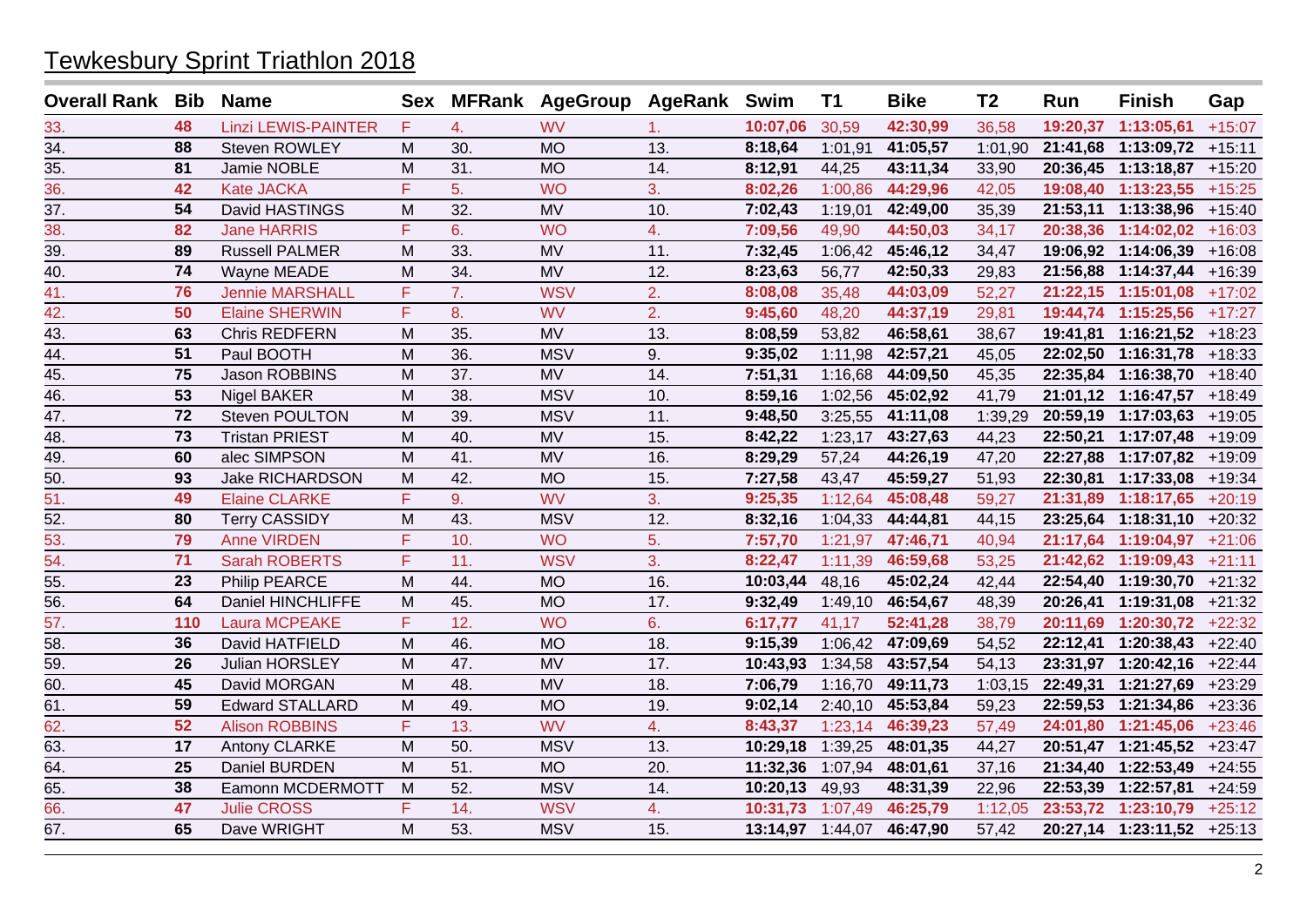# Tewkesbury Sprint Triathlon 2018

| Overall Rank | Bib | Name | Sex | MFRank | AgeGroup | AgeRank | Swim | T1 | Bike | T2 | Run | Finish | Gap |
|---|---|---|---|---|---|---|---|---|---|---|---|---|---|
| 33. | 48 | Linzi LEWIS-PAINTER | F | 4. | WV | 1. | 10:07,06 | 30,59 | 42:30,99 | 36,58 | 19:20,37 | 1:13:05,61 | +15:07 |
| 34. | 88 | Steven ROWLEY | M | 30. | MO | 13. | 8:18,64 | 1:01,91 | 41:05,57 | 1:01,90 | 21:41,68 | 1:13:09,72 | +15:11 |
| 35. | 81 | Jamie NOBLE | M | 31. | MO | 14. | 8:12,91 | 44,25 | 43:11,34 | 33,90 | 20:36,45 | 1:13:18,87 | +15:20 |
| 36. | 42 | Kate JACKA | F | 5. | WO | 3. | 8:02,26 | 1:00,86 | 44:29,96 | 42,05 | 19:08,40 | 1:13:23,55 | +15:25 |
| 37. | 54 | David HASTINGS | M | 32. | MV | 10. | 7:02,43 | 1:19,01 | 42:49,00 | 35,39 | 21:53,11 | 1:13:38,96 | +15:40 |
| 38. | 82 | Jane HARRIS | F | 6. | WO | 4. | 7:09,56 | 49,90 | 44:50,03 | 34,17 | 20:38,36 | 1:14:02,02 | +16:03 |
| 39. | 89 | Russell PALMER | M | 33. | MV | 11. | 7:32,45 | 1:06,42 | 45:46,12 | 34,47 | 19:06,92 | 1:14:06,39 | +16:08 |
| 40. | 74 | Wayne MEADE | M | 34. | MV | 12. | 8:23,63 | 56,77 | 42:50,33 | 29,83 | 21:56,88 | 1:14:37,44 | +16:39 |
| 41. | 76 | Jennie MARSHALL | F | 7. | WSV | 2. | 8:08,08 | 35,48 | 44:03,09 | 52,27 | 21:22,15 | 1:15:01,08 | +17:02 |
| 42. | 50 | Elaine SHERWIN | F | 8. | WV | 2. | 9:45,60 | 48,20 | 44:37,19 | 29,81 | 19:44,74 | 1:15:25,56 | +17:27 |
| 43. | 63 | Chris REDFERN | M | 35. | MV | 13. | 8:08,59 | 53,82 | 46:58,61 | 38,67 | 19:41,81 | 1:16:21,52 | +18:23 |
| 44. | 51 | Paul BOOTH | M | 36. | MSV | 9. | 9:35,02 | 1:11,98 | 42:57,21 | 45,05 | 22:02,50 | 1:16:31,78 | +18:33 |
| 45. | 75 | Jason ROBBINS | M | 37. | MV | 14. | 7:51,31 | 1:16,68 | 44:09,50 | 45,35 | 22:35,84 | 1:16:38,70 | +18:40 |
| 46. | 53 | Nigel BAKER | M | 38. | MSV | 10. | 8:59,16 | 1:02,56 | 45:02,92 | 41,79 | 21:01,12 | 1:16:47,57 | +18:49 |
| 47. | 72 | Steven POULTON | M | 39. | MSV | 11. | 9:48,50 | 3:25,55 | 41:11,08 | 1:39,29 | 20:59,19 | 1:17:03,63 | +19:05 |
| 48. | 73 | Tristan PRIEST | M | 40. | MV | 15. | 8:42,22 | 1:23,17 | 43:27,63 | 44,23 | 22:50,21 | 1:17:07,48 | +19:09 |
| 49. | 60 | alec SIMPSON | M | 41. | MV | 16. | 8:29,29 | 57,24 | 44:26,19 | 47,20 | 22:27,88 | 1:17:07,82 | +19:09 |
| 50. | 93 | Jake RICHARDSON | M | 42. | MO | 15. | 7:27,58 | 43,47 | 45:59,27 | 51,93 | 22:30,81 | 1:17:33,08 | +19:34 |
| 51. | 49 | Elaine CLARKE | F | 9. | WV | 3. | 9:25,35 | 1:12,64 | 45:08,48 | 59,27 | 21:31,89 | 1:18:17,65 | +20:19 |
| 52. | 80 | Terry CASSIDY | M | 43. | MSV | 12. | 8:32,16 | 1:04,33 | 44:44,81 | 44,15 | 23:25,64 | 1:18:31,10 | +20:32 |
| 53. | 79 | Anne VIRDEN | F | 10. | WO | 5. | 7:57,70 | 1:21,97 | 47:46,71 | 40,94 | 21:17,64 | 1:19:04,97 | +21:06 |
| 54. | 71 | Sarah ROBERTS | F | 11. | WSV | 3. | 8:22,47 | 1:11,39 | 46:59,68 | 53,25 | 21:42,62 | 1:19:09,43 | +21:11 |
| 55. | 23 | Philip PEARCE | M | 44. | MO | 16. | 10:03,44 | 48,16 | 45:02,24 | 42,44 | 22:54,40 | 1:19:30,70 | +21:32 |
| 56. | 64 | Daniel HINCHLIFFE | M | 45. | MO | 17. | 9:32,49 | 1:49,10 | 46:54,67 | 48,39 | 20:26,41 | 1:19:31,08 | +21:32 |
| 57. | 110 | Laura MCPEAKE | F | 12. | WO | 6. | 6:17,77 | 41,17 | 52:41,28 | 38,79 | 20:11,69 | 1:20:30,72 | +22:32 |
| 58. | 36 | David HATFIELD | M | 46. | MO | 18. | 9:15,39 | 1:06,42 | 47:09,69 | 54,52 | 22:12,41 | 1:20:38,43 | +22:40 |
| 59. | 26 | Julian HORSLEY | M | 47. | MV | 17. | 10:43,93 | 1:34,58 | 43:57,54 | 54,13 | 23:31,97 | 1:20:42,16 | +22:44 |
| 60. | 45 | David MORGAN | M | 48. | MV | 18. | 7:06,79 | 1:16,70 | 49:11,73 | 1:03,15 | 22:49,31 | 1:21:27,69 | +23:29 |
| 61. | 59 | Edward STALLARD | M | 49. | MO | 19. | 9:02,14 | 2:40,10 | 45:53,84 | 59,23 | 22:59,53 | 1:21:34,86 | +23:36 |
| 62. | 52 | Alison ROBBINS | F | 13. | WV | 4. | 8:43,37 | 1:23,14 | 46:39,23 | 57,49 | 24:01,80 | 1:21:45,06 | +23:46 |
| 63. | 17 | Antony CLARKE | M | 50. | MSV | 13. | 10:29,18 | 1:39,25 | 48:01,35 | 44,27 | 20:51,47 | 1:21:45,52 | +23:47 |
| 64. | 25 | Daniel BURDEN | M | 51. | MO | 20. | 11:32,36 | 1:07,94 | 48:01,61 | 37,16 | 21:34,40 | 1:22:53,49 | +24:55 |
| 65. | 38 | Eamonn MCDERMOTT | M | 52. | MSV | 14. | 10:20,13 | 49,93 | 48:31,39 | 22,96 | 22:53,39 | 1:22:57,81 | +24:59 |
| 66. | 47 | Julie CROSS | F | 14. | WSV | 4. | 10:31,73 | 1:07,49 | 46:25,79 | 1:12,05 | 23:53,72 | 1:23:10,79 | +25:12 |
| 67. | 65 | Dave WRIGHT | M | 53. | MSV | 15. | 13:14,97 | 1:44,07 | 46:47,90 | 57,42 | 20:27,14 | 1:23:11,52 | +25:13 |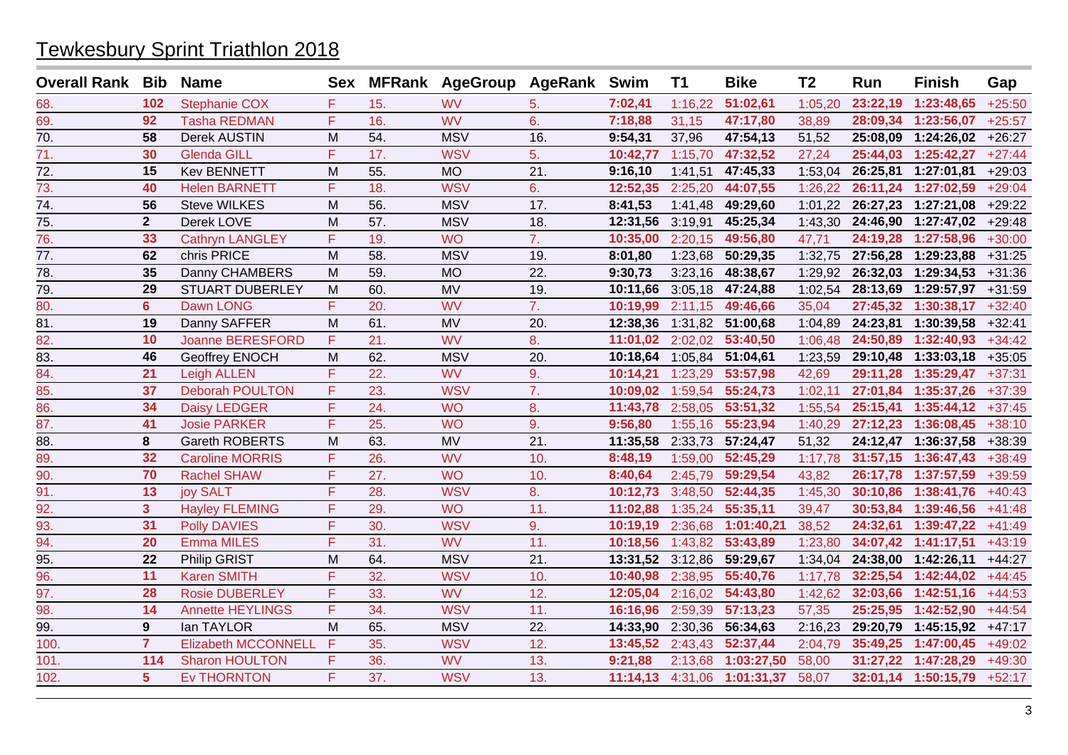# Tewkesbury Sprint Triathlon 2018

| Overall Rank | Bib | Name | Sex | MFRank | AgeGroup | AgeRank | Swim | T1 | Bike | T2 | Run | Finish | Gap |
|---|---|---|---|---|---|---|---|---|---|---|---|---|---|
| 68. | 102 | Stephanie COX | F | 15. | WV | 5. | 7:02,41 | 1:16,22 | 51:02,61 | 1:05,20 | 23:22,19 | 1:23:48,65 | +25:50 |
| 69. | 92 | Tasha REDMAN | F | 16. | WV | 6. | 7:18,88 | 31,15 | 47:17,80 | 38,89 | 28:09,34 | 1:23:56,07 | +25:57 |
| 70. | 58 | Derek AUSTIN | M | 54. | MSV | 16. | 9:54,31 | 37,96 | 47:54,13 | 51,52 | 25:08,09 | 1:24:26,02 | +26:27 |
| 71. | 30 | Glenda GILL | F | 17. | WSV | 5. | 10:42,77 | 1:15,70 | 47:32,52 | 27,24 | 25:44,03 | 1:25:42,27 | +27:44 |
| 72. | 15 | Kev BENNETT | M | 55. | MO | 21. | 9:16,10 | 1:41,51 | 47:45,33 | 1:53,04 | 26:25,81 | 1:27:01,81 | +29:03 |
| 73. | 40 | Helen BARNETT | F | 18. | WSV | 6. | 12:52,35 | 2:25,20 | 44:07,55 | 1:26,22 | 26:11,24 | 1:27:02,59 | +29:04 |
| 74. | 56 | Steve WILKES | M | 56. | MSV | 17. | 8:41,53 | 1:41,48 | 49:29,60 | 1:01,22 | 26:27,23 | 1:27:21,08 | +29:22 |
| 75. | 2 | Derek LOVE | M | 57. | MSV | 18. | 12:31,56 | 3:19,91 | 45:25,34 | 1:43,30 | 24:46,90 | 1:27:47,02 | +29:48 |
| 76. | 33 | Cathryn LANGLEY | F | 19. | WO | 7. | 10:35,00 | 2:20,15 | 49:56,80 | 47,71 | 24:19,28 | 1:27:58,96 | +30:00 |
| 77. | 62 | chris PRICE | M | 58. | MSV | 19. | 8:01,80 | 1:23,68 | 50:29,35 | 1:32,75 | 27:56,28 | 1:29:23,88 | +31:25 |
| 78. | 35 | Danny CHAMBERS | M | 59. | MO | 22. | 9:30,73 | 3:23,16 | 48:38,67 | 1:29,92 | 26:32,03 | 1:29:34,53 | +31:36 |
| 79. | 29 | STUART DUBERLEY | M | 60. | MV | 19. | 10:11,66 | 3:05,18 | 47:24,88 | 1:02,54 | 28:13,69 | 1:29:57,97 | +31:59 |
| 80. | 6 | Dawn LONG | F | 20. | WV | 7. | 10:19,99 | 2:11,15 | 49:46,66 | 35,04 | 27:45,32 | 1:30:38,17 | +32:40 |
| 81. | 19 | Danny SAFFER | M | 61. | MV | 20. | 12:38,36 | 1:31,82 | 51:00,68 | 1:04,89 | 24:23,81 | 1:30:39,58 | +32:41 |
| 82. | 10 | Joanne BERESFORD | F | 21. | WV | 8. | 11:01,02 | 2:02,02 | 53:40,50 | 1:06,48 | 24:50,89 | 1:32:40,93 | +34:42 |
| 83. | 46 | Geoffrey ENOCH | M | 62. | MSV | 20. | 10:18,64 | 1:05,84 | 51:04,61 | 1:23,59 | 29:10,48 | 1:33:03,18 | +35:05 |
| 84. | 21 | Leigh ALLEN | F | 22. | WV | 9. | 10:14,21 | 1:23,29 | 53:57,98 | 42,69 | 29:11,28 | 1:35:29,47 | +37:31 |
| 85. | 37 | Deborah POULTON | F | 23. | WSV | 7. | 10:09,02 | 1:59,54 | 55:24,73 | 1:02,11 | 27:01,84 | 1:35:37,26 | +37:39 |
| 86. | 34 | Daisy LEDGER | F | 24. | WO | 8. | 11:43,78 | 2:58,05 | 53:51,32 | 1:55,54 | 25:15,41 | 1:35:44,12 | +37:45 |
| 87. | 41 | Josie PARKER | F | 25. | WO | 9. | 9:56,80 | 1:55,16 | 55:23,94 | 1:40,29 | 27:12,23 | 1:36:08,45 | +38:10 |
| 88. | 8 | Gareth ROBERTS | M | 63. | MV | 21. | 11:35,58 | 2:33,73 | 57:24,47 | 51,32 | 24:12,47 | 1:36:37,58 | +38:39 |
| 89. | 32 | Caroline MORRIS | F | 26. | WV | 10. | 8:48,19 | 1:59,00 | 52:45,29 | 1:17,78 | 31:57,15 | 1:36:47,43 | +38:49 |
| 90. | 70 | Rachel SHAW | F | 27. | WO | 10. | 8:40,64 | 2:45,79 | 59:29,54 | 43,82 | 26:17,78 | 1:37:57,59 | +39:59 |
| 91. | 13 | joy SALT | F | 28. | WSV | 8. | 10:12,73 | 3:48,50 | 52:44,35 | 1:45,30 | 30:10,86 | 1:38:41,76 | +40:43 |
| 92. | 3 | Hayley FLEMING | F | 29. | WO | 11. | 11:02,88 | 1:35,24 | 55:35,11 | 39,47 | 30:53,84 | 1:39:46,56 | +41:48 |
| 93. | 31 | Polly DAVIES | F | 30. | WSV | 9. | 10:19,19 | 2:36,68 | 1:01:40,21 | 38,52 | 24:32,61 | 1:39:47,22 | +41:49 |
| 94. | 20 | Emma MILES | F | 31. | WV | 11. | 10:18,56 | 1:43,82 | 53:43,89 | 1:23,80 | 34:07,42 | 1:41:17,51 | +43:19 |
| 95. | 22 | Philip GRIST | M | 64. | MSV | 21. | 13:31,52 | 3:12,86 | 59:29,67 | 1:34,04 | 24:38,00 | 1:42:26,11 | +44:27 |
| 96. | 11 | Karen SMITH | F | 32. | WSV | 10. | 10:40,98 | 2:38,95 | 55:40,76 | 1:17,78 | 32:25,54 | 1:42:44,02 | +44:45 |
| 97. | 28 | Rosie DUBERLEY | F | 33. | WV | 12. | 12:05,04 | 2:16,02 | 54:43,80 | 1:42,62 | 32:03,66 | 1:42:51,16 | +44:53 |
| 98. | 14 | Annette HEYLINGS | F | 34. | WSV | 11. | 16:16,96 | 2:59,39 | 57:13,23 | 57,35 | 25:25,95 | 1:42:52,90 | +44:54 |
| 99. | 9 | Ian TAYLOR | M | 65. | MSV | 22. | 14:33,90 | 2:30,36 | 56:34,63 | 2:16,23 | 29:20,79 | 1:45:15,92 | +47:17 |
| 100. | 7 | Elizabeth MCCONNELL | F | 35. | WSV | 12. | 13:45,52 | 2:43,43 | 52:37,44 | 2:04,79 | 35:49,25 | 1:47:00,45 | +49:02 |
| 101. | 114 | Sharon HOULTON | F | 36. | WV | 13. | 9:21,88 | 2:13,68 | 1:03:27,50 | 58,00 | 31:27,22 | 1:47:28,29 | +49:30 |
| 102. | 5 | Ev THORNTON | F | 37. | WSV | 13. | 11:14,13 | 4:31,06 | 1:01:31,37 | 58,07 | 32:01,14 | 1:50:15,79 | +52:17 |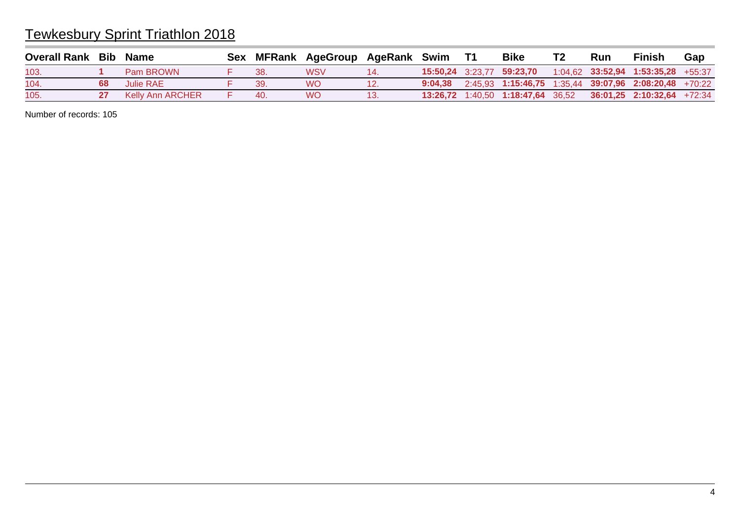# Tewkesbury Sprint Triathlon 2018

| Overall Rank | Bib | Name | Sex | MFRank | AgeGroup | AgeRank | Swim | T1 | Bike | T2 | Run | Finish | Gap |
|---|---|---|---|---|---|---|---|---|---|---|---|---|---|
| 103. | **1** | Pam BROWN | F | 38. | WSV | 14. | **15:50,24** | 3:23,77 | **59:23,70** | 1:04,62 | **33:52,94** | **1:53:35,28** | +55:37 |
| 104. | **68** | Julie RAE | F | 39. | WO | 12. | **9:04,38** | 2:45,93 | **1:15:46,75** | 1:35,44 | **39:07,96** | **2:08:20,48** | +70:22 |
| 105. | **27** | Kelly Ann ARCHER | F | 40. | WO | 13. | **13:26,72** | 1:40,50 | **1:18:47,64** | 36,52 | **36:01,25** | **2:10:32,64** | +72:34 |

Number of records: 105